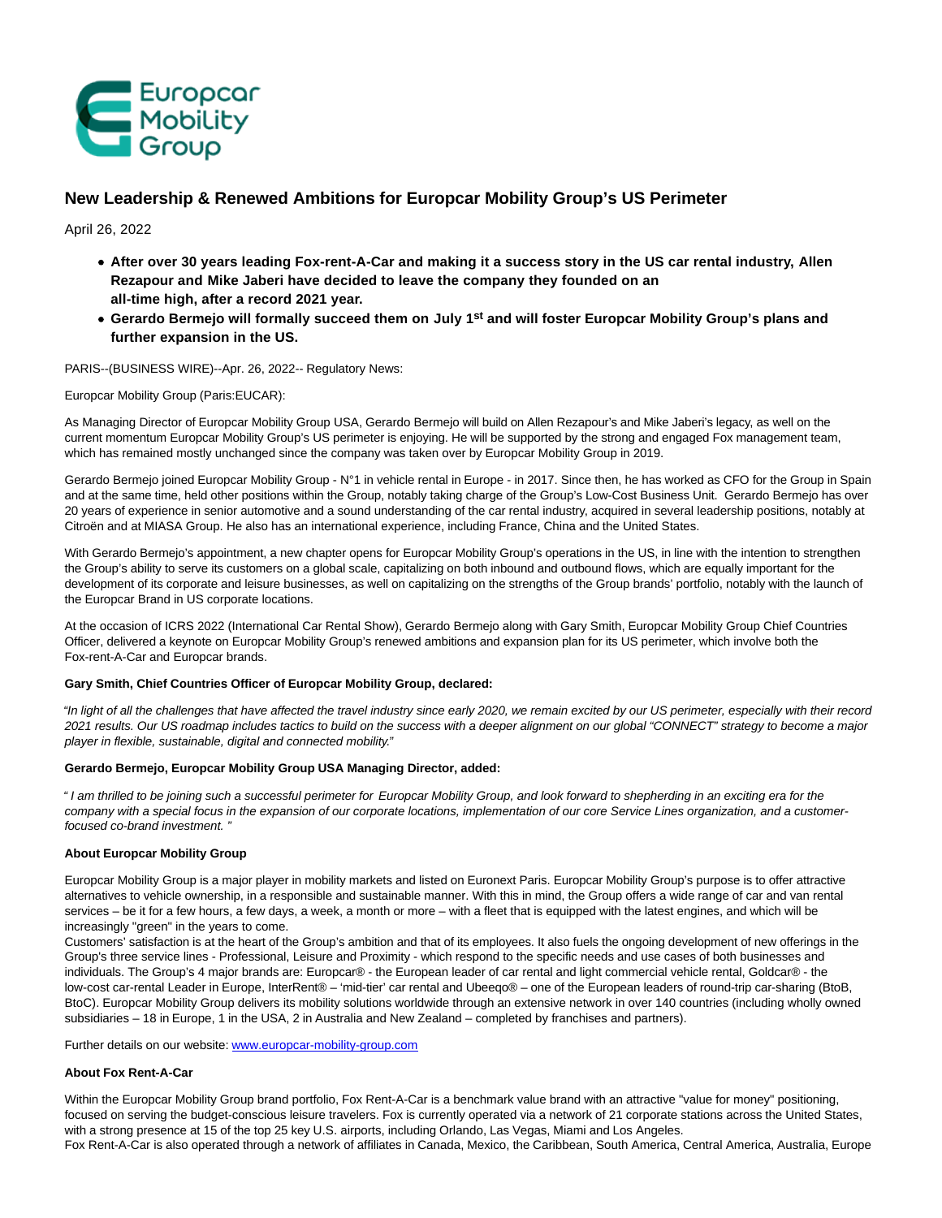# New Leadership & Renewed Ambitions for Europcar Mobility Group's US Perimeter

April 26, 2022

- **After over 30 years leading Fox-rent-A-Car and making it a success story in the US car rental industry, Allen Rezapour and Mike Jaberi have decided to leave the company they founded on an all-time high, after a record 2021 year.**
- **Gerardo Bermejo will formally succeed them on July 1st and will foster Europcar Mobility Group's plans and further expansion in the US.**

PARIS--(BUSINESS WIRE)--Apr. 26, 2022-- Regulatory News:

Europcar Mobility Group (Paris:EUCAR):

As Managing Director of Europcar Mobility Group USA, Gerardo Bermejo will build on Allen Rezapour's and Mike Jaberi's legacy, as well on the current momentum Europcar Mobility Group's US perimeter is enjoying. He will be supported by the strong and engaged Fox management team, which has remained mostly unchanged since the company was taken over by Europcar Mobility Group in 2019.

Gerardo Bermejo joined Europcar Mobility Group - N°1 in vehicle rental in Europe - in 2017. Since then, he has worked as CFO for the Group in Spain and at the same time, held other positions within the Group, notably taking charge of the Group's Low-Cost Business Unit. Gerardo Bermejo has over 20 years of experience in senior automotive and a sound understanding of the car rental industry, acquired in several leadership positions, notably at Citroën and at MIASA Group. He also has an international experience, including France, China and the United States.

With Gerardo Bermejo's appointment, a new chapter opens for Europcar Mobility Group's operations in the US, in line with the intention to strengthen the Group's ability to serve its customers on a global scale, capitalizing on both inbound and outbound flows, which are equally important for the development of its corporate and leisure businesses, as well on capitalizing on the strengths of the Group brands' portfolio, notably with the launch of the Europcar Brand in US corporate locations.

At the occasion of ICRS 2022 (International Car Rental Show), Gerardo Bermejo along with Gary Smith, Europcar Mobility Group Chief Countries Officer, delivered a keynote on Europcar Mobility Group's renewed ambitions and expansion plan for its US perimeter, which involve both the Fox-rent-A-Car and Europcar brands.

**Gary Smith, Chief Countries Officer of Europcar Mobility Group, declared:**

*"In light of all the challenges that have affected the travel industry since early 2020, we remain excited by our US perimeter, especially with their record 2021 results. Our US roadmap includes tactics to build on the success with a deeper alignment on our global "CONNECT" strategy to become a major player in flexible, sustainable, digital and connected mobility."*

**Gerardo Bermejo, Europcar Mobility Group USA Managing Director, added:**

*" I am thrilled to be joining such a successful perimeter for Europcar Mobility Group, and look forward to shepherding in an exciting era for the company with a special focus in the expansion of our corporate locations, implementation of our core Service Lines organization, and a customer-focused co-brand investment. "*

**About Europcar Mobility Group**

Europcar Mobility Group is a major player in mobility markets and listed on Euronext Paris. Europcar Mobility Group's purpose is to offer attractive alternatives to vehicle ownership, in a responsible and sustainable manner. With this in mind, the Group offers a wide range of car and van rental services – be it for a few hours, a few days, a week, a month or more – with a fleet that is equipped with the latest engines, and which will be increasingly "green" in the years to come.
Customers' satisfaction is at the heart of the Group's ambition and that of its employees. It also fuels the ongoing development of new offerings in the Group's three service lines - Professional, Leisure and Proximity - which respond to the specific needs and use cases of both businesses and individuals. The Group's 4 major brands are: Europcar® - the European leader of car rental and light commercial vehicle rental, Goldcar® - the low-cost car-rental Leader in Europe, InterRent® – 'mid-tier' car rental and Ubeeqo® – one of the European leaders of round-trip car-sharing (BtoB, BtoC). Europcar Mobility Group delivers its mobility solutions worldwide through an extensive network in over 140 countries (including wholly owned subsidiaries – 18 in Europe, 1 in the USA, 2 in Australia and New Zealand – completed by franchises and partners).

Further details on our website: www.europcar-mobility-group.com

**About Fox Rent-A-Car**

Within the Europcar Mobility Group brand portfolio, Fox Rent-A-Car is a benchmark value brand with an attractive "value for money" positioning, focused on serving the budget-conscious leisure travelers. Fox is currently operated via a network of 21 corporate stations across the United States, with a strong presence at 15 of the top 25 key U.S. airports, including Orlando, Las Vegas, Miami and Los Angeles.
Fox Rent-A-Car is also operated through a network of affiliates in Canada, Mexico, the Caribbean, South America, Central America, Australia, Europe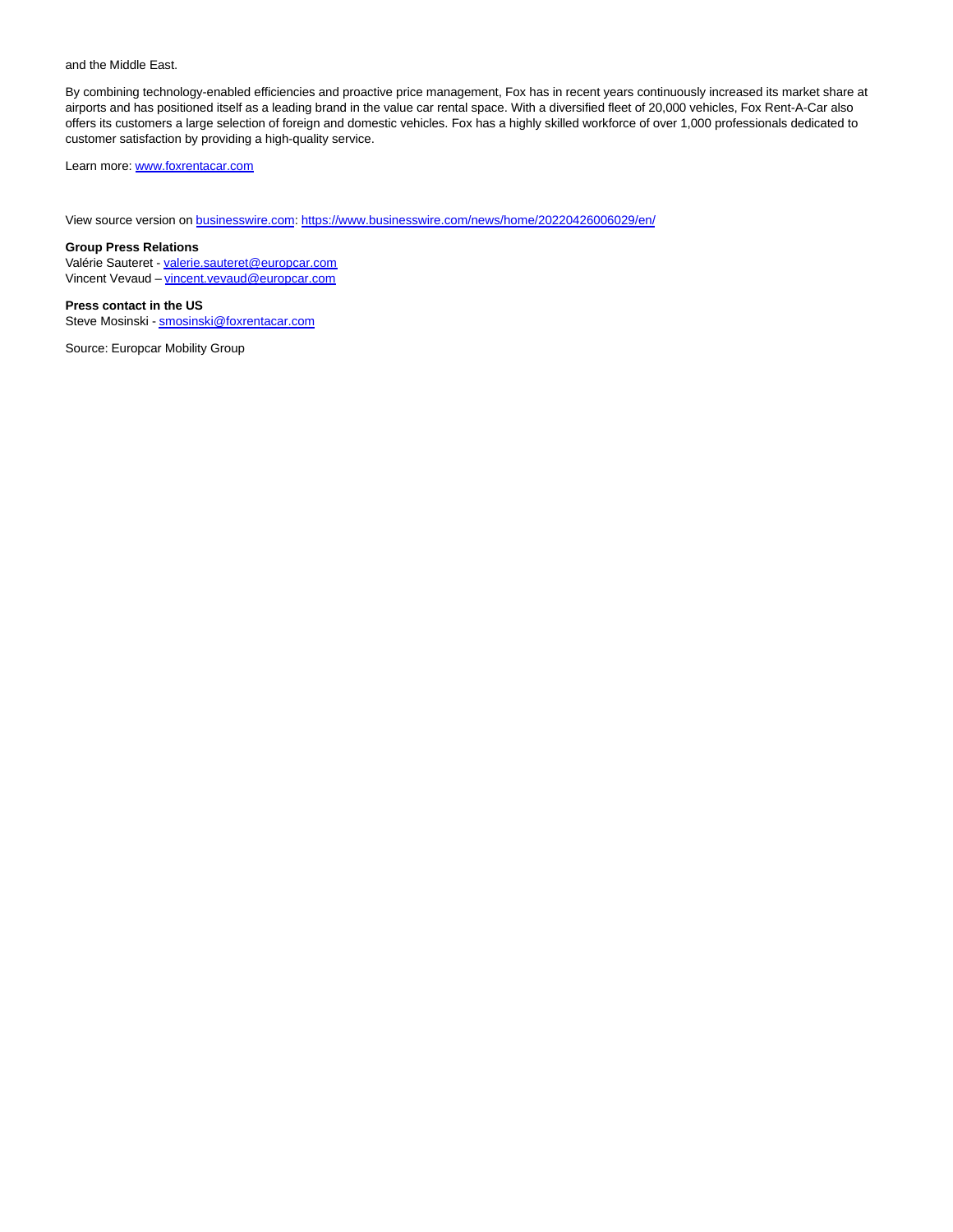and the Middle East.

By combining technology-enabled efficiencies and proactive price management, Fox has in recent years continuously increased its market share at airports and has positioned itself as a leading brand in the value car rental space. With a diversified fleet of 20,000 vehicles, Fox Rent-A-Car also offers its customers a large selection of foreign and domestic vehicles. Fox has a highly skilled workforce of over 1,000 professionals dedicated to customer satisfaction by providing a high-quality service.

Learn more: [www.foxrentacar.com](http://www.foxrentacar.com)

View source version on [businesswire.com](http://businesswire.com): [https://www.businesswire.com/news/home/20220426006029/en/](https://www.businesswire.com/news/home/20220426006029/en/)

**Group Press Relations**
Valérie Sauteret - [valerie.sauteret@europcar.com](mailto:valerie.sauteret@europcar.com)
Vincent Vevaud – [vincent.vevaud@europcar.com](mailto:vincent.vevaud@europcar.com)

**Press contact in the US**
Steve Mosinski - [smosinski@foxrentacar.com](mailto:smosinski@foxrentacar.com)

Source: Europcar Mobility Group